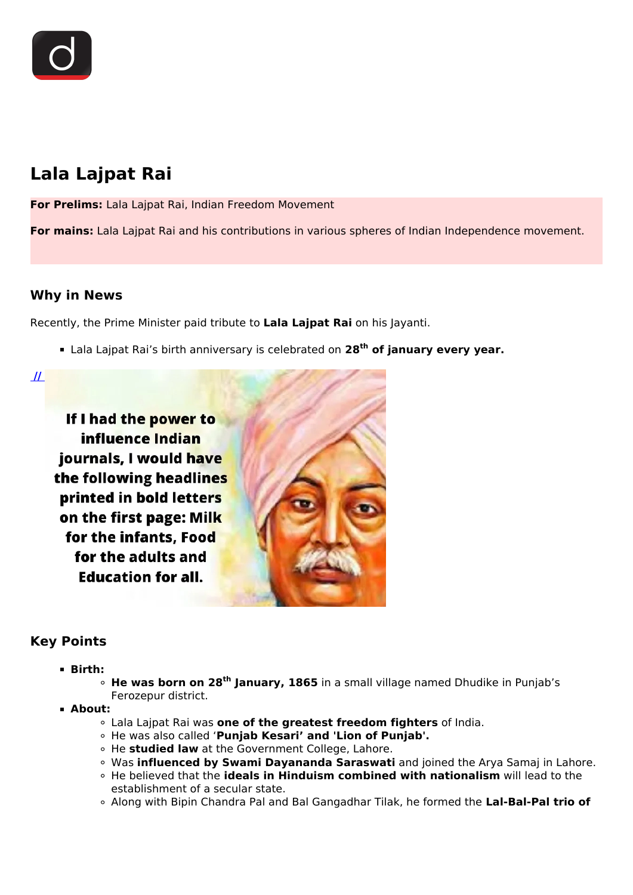# Lala Lajpat Rai

**For Prelims:** Lala Lajpat Rai, Indian Freedom Movement

**For mains:** Lala Lajpat Rai and his contributions in various spheres of Indian Independence movement.

## Why in News

Recently, the Prime Minister paid tribute to **Lala Lajpat Rai** on his Jayanti.

- Lala Lajpat Rai's birth anniversary is celebrated on **28th of january every year.**

//

## Key Points

- **Birth:**
  - **He was born on 28th January, 1865** in a small village named Dhudike in Punjab's Ferozepur district.
- **About:**
  - Lala Lajpat Rai was **one of the greatest freedom fighters** of India.
  - He was also called '**Punjab Kesari' and 'Lion of Punjab'.**
  - He **studied law** at the Government College, Lahore.
  - Was **influenced by Swami Dayananda Saraswati** and joined the Arya Samaj in Lahore.
  - He believed that the **ideals in Hinduism combined with nationalism** will lead to the establishment of a secular state.
  - Along with Bipin Chandra Pal and Bal Gangadhar Tilak, he formed the **Lal-Bal-Pal trio of**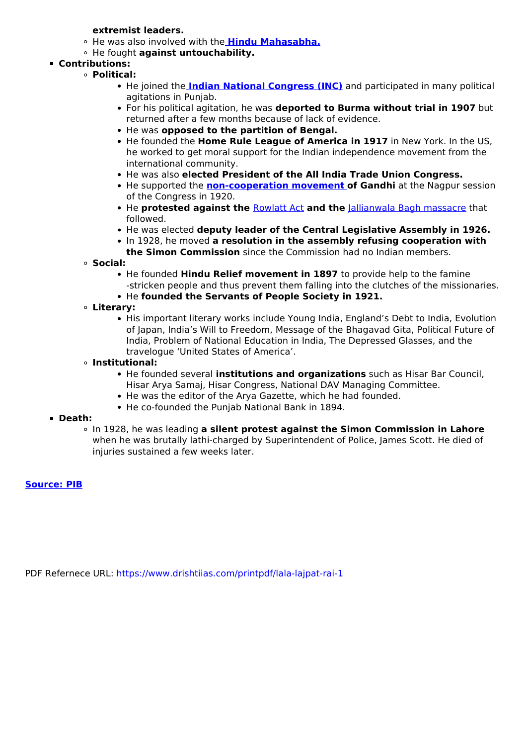**extremist leaders.**
    - He was also involved with the **[Hindu Mahasabha.](#)**
    - He fought **against untouchability.**
- **Contributions:**
    - **Political:**
        - He joined the **[Indian National Congress (INC)](#)** and participated in many political agitations in Punjab.
        - For his political agitation, he was **deported to Burma without trial in 1907** but returned after a few months because of lack of evidence.
        - He was **opposed to the partition of Bengal.**
        - He founded the **Home Rule League of America in 1917** in New York. In the US, he worked to get moral support for the Indian independence movement from the international community.
        - He was also **elected President of the All India Trade Union Congress.**
        - He supported the **[non-cooperation movement](#) of Gandhi** at the Nagpur session of the Congress in 1920.
        - He **protested against the** [Rowlatt Act](#) **and the** [Jallianwala Bagh massacre](#) that followed.
        - He was elected **deputy leader of the Central Legislative Assembly in 1926.**
        - In 1928, he moved **a resolution in the assembly refusing cooperation with the Simon Commission** since the Commission had no Indian members.
    - **Social:**
        - He founded **Hindu Relief movement in 1897** to provide help to the famine -stricken people and thus prevent them falling into the clutches of the missionaries.
        - He **founded the Servants of People Society in 1921.**
    - **Literary:**
        - His important literary works include Young India, England's Debt to India, Evolution of Japan, India's Will to Freedom, Message of the Bhagavad Gita, Political Future of India, Problem of National Education in India, The Depressed Glasses, and the travelogue 'United States of America'.
    - **Institutional:**
        - He founded several **institutions and organizations** such as Hisar Bar Council, Hisar Arya Samaj, Hisar Congress, National DAV Managing Committee.
        - He was the editor of the Arya Gazette, which he had founded.
        - He co-founded the Punjab National Bank in 1894.
- **Death:**
    - In 1928, he was leading **a silent protest against the Simon Commission in Lahore** when he was brutally lathi-charged by Superintendent of Police, James Scott. He died of injuries sustained a few weeks later.

**[Source: PIB](#)**

PDF Refernece URL: https://www.drishtiias.com/printpdf/lala-lajpat-rai-1